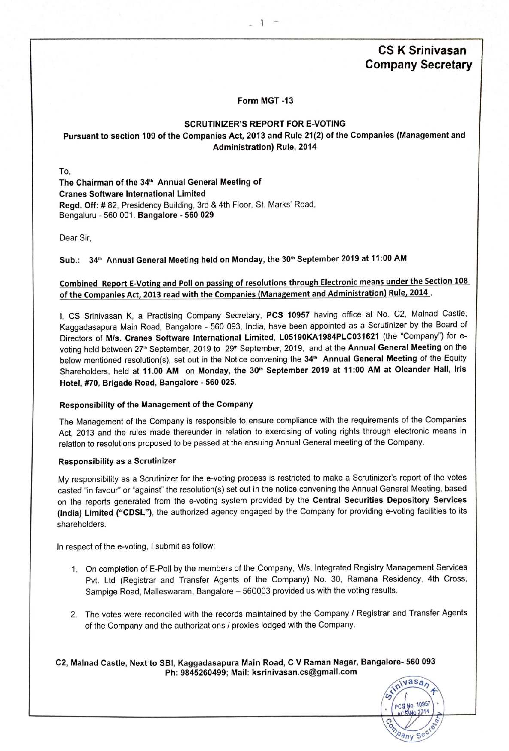**CS K Srinivasan**
**Company Secretary**

**Form MGT -13**

**SCRUTINIZER'S REPORT FOR E-VOTING**
**Pursuant to section 109 of the Companies Act, 2013 and Rule 21(2) of the Companies (Management and Administration) Rule, 2014**

To,
**The Chairman of the 34th Annual General Meeting of**
**Cranes Software International Limited**
**Regd. Off:** # 82, Presidency Building, 3rd & 4th Floor, St. Marks' Road,
Bengaluru - 560 001. **Bangalore - 560 029**

Dear Sir,

**Sub.: 34th Annual General Meeting held on Monday, the 30th September 2019 at 11:00 AM**

**Combined Report E-Voting and Poll on passing of resolutions through Electronic means under the Section 108 of the Companies Act, 2013 read with the Companies (Management and Administration) Rule, 2014 .**

I, CS Srinivasan K, a Practising Company Secretary, **PCS 10957** having office at No. C2, Malnad Castle, Kaggadasapura Main Road, Bangalore - 560 093, India, have been appointed as a Scrutinizer by the Board of Directors of **M/s. Cranes Software International Limited, L05190KA1984PLC031621** (the "Company") for e-voting held between 27th September, 2019 to 29th September, 2019, and at the **Annual General Meeting** on the below mentioned resolution(s), set out in the Notice convening the **34th Annual General Meeting** of the Equity Shareholders, held at **11.00 AM** on **Monday, the 30th September 2019 at 11:00 AM at Oleander Hall, Iris Hotel, #70, Brigade Road, Bangalore - 560 025.**

**Responsibility of the Management of the Company**

The Management of the Company is responsible to ensure compliance with the requirements of the Companies Act, 2013 and the rules made thereunder in relation to exercising of voting rights through electronic means in relation to resolutions proposed to be passed at the ensuing Annual General meeting of the Company.

**Responsibility as a Scrutinizer**

My responsibility as a Scrutinizer for the e-voting process is restricted to make a Scrutinizer's report of the votes casted "in favour" or "against" the resolution(s) set out in the notice convening the Annual General Meeting, based on the reports generated from the e-voting system provided by the **Central Securities Depository Services (India) Limited ("CDSL")**, the authorized agency engaged by the Company for providing e-voting facilities to its shareholders.

In respect of the e-voting, I submit as follow:

1. On completion of E-Poll by the members of the Company, M/s. Integrated Registry Management Services Pvt. Ltd (Registrar and Transfer Agents of the Company) No. 30, Ramana Residency, 4th Cross, Sampige Road, Malleswaram, Bangalore – 560003 provided us with the voting results.

2. The votes were reconciled with the records maintained by the Company / Registrar and Transfer Agents of the Company and the authorizations / proxies lodged with the Company.

**C2, Malnad Castle, Next to SBI, Kaggadasapura Main Road, C V Raman Nagar, Bangalore- 560 093**
**Ph: 9845260499; Mail: ksrinivasan.cs@gmail.com**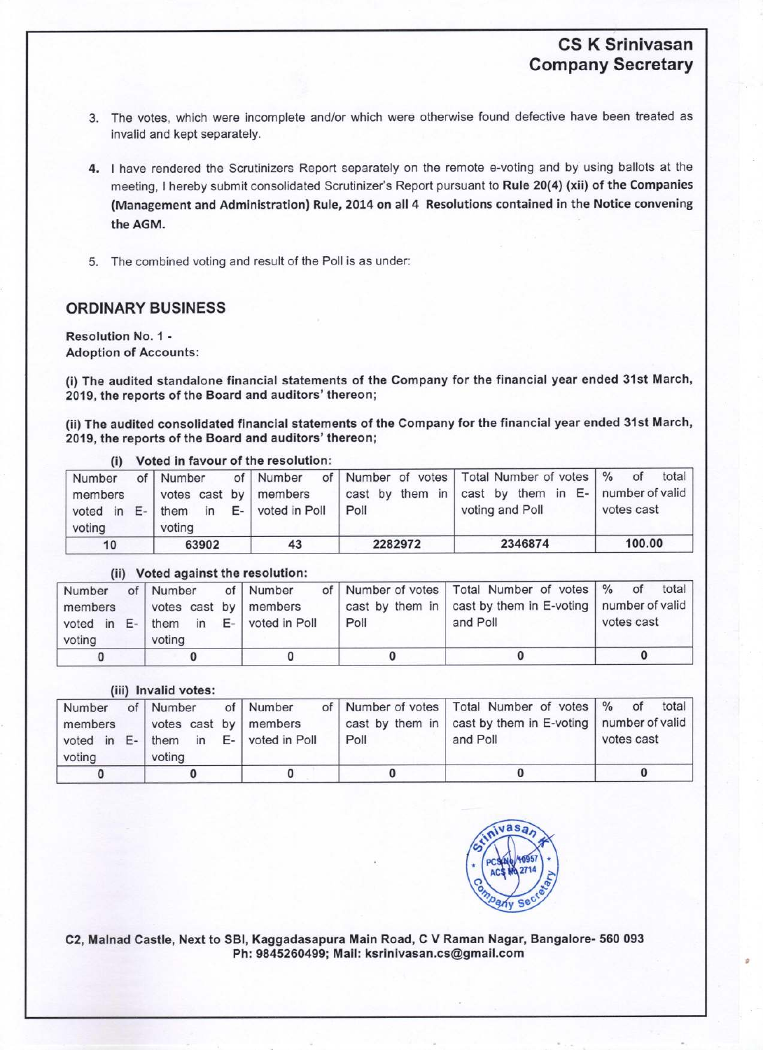3. The votes, which were incomplete and/or which were otherwise found defective have been treated as invalid and kept separately.

4. I have rendered the Scrutinizers Report separately on the remote e-voting and by using ballots at the meeting, I hereby submit consolidated Scrutinizer's Report pursuant to **Rule 20(4) (xii) of the Companies (Management and Administration) Rule, 2014 on all 4 Resolutions contained in the Notice convening the AGM.**

5. The combined voting and result of the Poll is as under:

## ORDINARY BUSINESS

**Resolution No. 1 -**
**Adoption of Accounts:**

**(i) The audited standalone financial statements of the Company for the financial year ended 31st March, 2019, the reports of the Board and auditors' thereon;**

**(ii) The audited consolidated financial statements of the Company for the financial year ended 31st March, 2019, the reports of the Board and auditors' thereon;**

**(i) Voted in favour of the resolution:**

| Number of members voted in E-voting | Number of votes cast by them in E-voting | Number of members voted in Poll | Number of votes cast by them in Poll | Total Number of votes cast by them in E-voting and Poll | % of total number of valid votes cast |
|---|---|---|---|---|---|
| 10 | 63902 | 43 | 2282972 | 2346874 | 100.00 |

**(ii) Voted against the resolution:**

| Number of members voted in E-voting | Number of votes cast by them in E-voting | Number of members voted in Poll | Number of votes cast by them in Poll | Total Number of votes cast by them in E-voting and Poll | % of total number of valid votes cast |
|---|---|---|---|---|---|
| 0 | 0 | 0 | 0 | 0 | 0 |

**(iii) Invalid votes:**

| Number of members voted in E-voting | Number of votes cast by them in E-voting | Number of members voted in Poll | Number of votes cast by them in Poll | Total Number of votes cast by them in E-voting and Poll | % of total number of valid votes cast |
|---|---|---|---|---|---|
| 0 | 0 | 0 | 0 | 0 | 0 |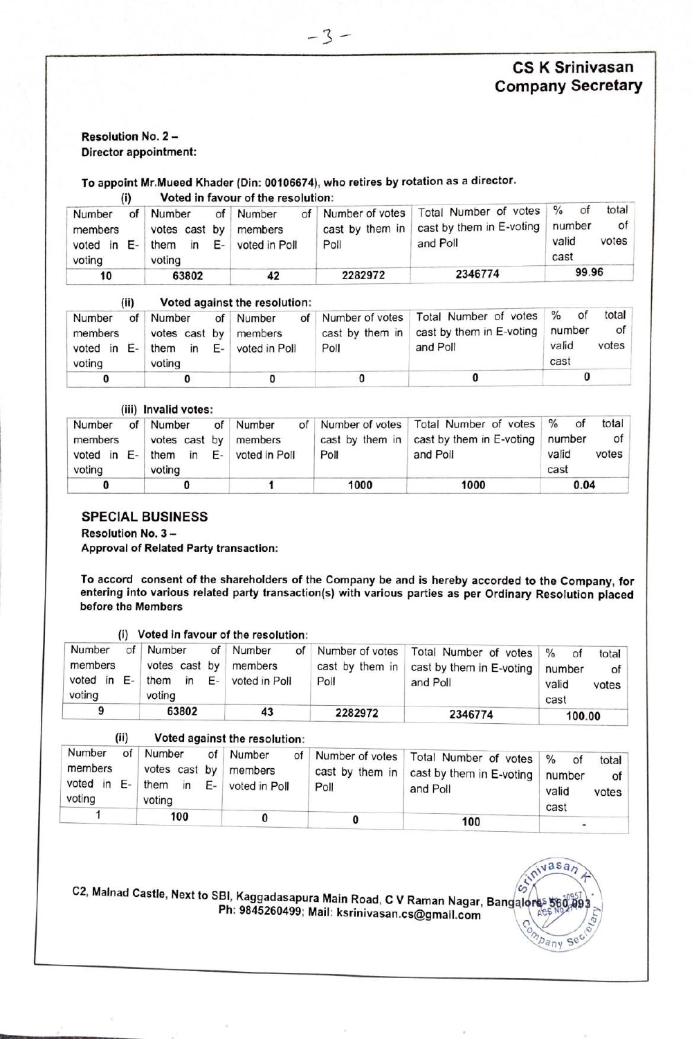**CS K Srinivasan**
**Company Secretary**

**Resolution No. 2 –**
**Director appointment:**

**To appoint Mr.Mueed Khader (Din: 00106674), who retires by rotation as a director.**

(i) **Voted in favour of the resolution:**

| Number of members voted in E-voting | Number of votes cast by them in E-voting | Number of members voted in Poll | Number of votes cast by them in Poll | Total Number of votes cast by them in E-voting and Poll | % of total number of valid votes cast |
|---|---|---|---|---|---|
| 10 | 63802 | 42 | 2282972 | 2346774 | 99.96 |

(ii) **Voted against the resolution:**

| Number of members voted in E-voting | Number of votes cast by them in E-voting | Number of members voted in Poll | Number of votes cast by them in Poll | Total Number of votes cast by them in E-voting and Poll | % of total number of valid votes cast |
|---|---|---|---|---|---|
| 0 | 0 | 0 | 0 | 0 | 0 |

(iii) **Invalid votes:**

| Number of members voted in E-voting | Number of votes cast by them in E-voting | Number of members voted in Poll | Number of votes cast by them in Poll | Total Number of votes cast by them in E-voting and Poll | % of total number of valid votes cast |
|---|---|---|---|---|---|
| 0 | 0 | 1 | 1000 | 1000 | 0.04 |

## SPECIAL BUSINESS

**Resolution No. 3 –**
**Approval of Related Party transaction:**

**To accord consent of the shareholders of the Company be and is hereby accorded to the Company, for entering into various related party transaction(s) with various parties as per Ordinary Resolution placed before the Members**

(i) **Voted in favour of the resolution:**

| Number of members voted in E-voting | Number of votes cast by them in E-voting | Number of members voted in Poll | Number of votes cast by them in Poll | Total Number of votes cast by them in E-voting and Poll | % of total number of valid votes cast |
|---|---|---|---|---|---|
| 9 | 63802 | 43 | 2282972 | 2346774 | 100.00 |

(ii) **Voted against the resolution:**

| Number of members voted in E-voting | Number of votes cast by them in E-voting | Number of members voted in Poll | Number of votes cast by them in Poll | Total Number of votes cast by them in E-voting and Poll | % of total number of valid votes cast |
|---|---|---|---|---|---|
| 1 | 100 | 0 | 0 | 100 | - |

C2, Malnad Castle, Next to SBI, Kaggadasapura Main Road, C V Raman Nagar, Bangalore 560 093
Ph: 9845260499; Mail: ksrinivasan.cs@gmail.com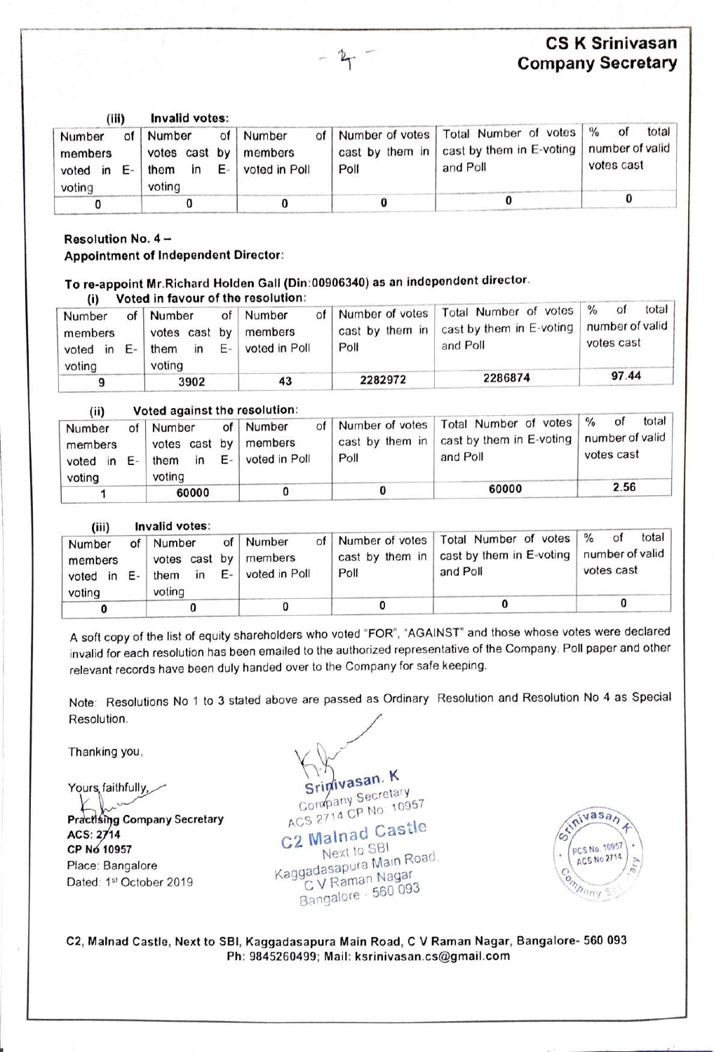### (iii) Invalid votes:

| Number of members voted in E-voting | Number of votes cast by them in E-voting | Number of members voted in Poll | Number of votes cast by them in Poll | Total Number of votes cast by them in E-voting and Poll | % of total number of valid votes cast |
|---|---|---|---|---|---|
| 0 | 0 | 0 | 0 | 0 | 0 |

**Resolution No. 4 –**
**Appointment of Independent Director:**

**To re-appoint Mr.Richard Holden Gall (Din:00906340) as an independent director.**

### (i) Voted in favour of the resolution:

| Number of members voted in E-voting | Number of votes cast by them in E-voting | Number of members voted in Poll | Number of votes cast by them in Poll | Total Number of votes cast by them in E-voting and Poll | % of total number of valid votes cast |
|---|---|---|---|---|---|
| 9 | 3902 | 43 | 2282972 | 2286874 | 97.44 |

### (ii) Voted against the resolution:

| Number of members voted in E-voting | Number of votes cast by them in E-voting | Number of members voted in Poll | Number of votes cast by them in Poll | Total Number of votes cast by them in E-voting and Poll | % of total number of valid votes cast |
|---|---|---|---|---|---|
| 1 | 60000 | 0 | 0 | 60000 | 2.56 |

### (iii) Invalid votes:

| Number of members voted in E-voting | Number of votes cast by them in E-voting | Number of members voted in Poll | Number of votes cast by them in Poll | Total Number of votes cast by them in E-voting and Poll | % of total number of valid votes cast |
|---|---|---|---|---|---|
| 0 | 0 | 0 | 0 | 0 | 0 |

A soft copy of the list of equity shareholders who voted "FOR", "AGAINST" and those whose votes were declared invalid for each resolution has been emailed to the authorized representative of the Company. Poll paper and other relevant records have been duly handed over to the Company for safe keeping.

Note: Resolutions No 1 to 3 stated above are passed as Ordinary Resolution and Resolution No 4 as Special Resolution.

Thanking you,

Yours faithfully,

**Practising Company Secretary**
**ACS: 2714**
**CP No 10957**
Place: Bangalore
Dated: 1st October 2019

Srinivasan. K
Company Secretary
ACS 2714 CP No 10957
C2 Malnad Castle
Next to SBI
Kaggadasapura Main Road,
C V Raman Nagar
Bangalore - 560 093

**C2, Malnad Castle, Next to SBI, Kaggadasapura Main Road, C V Raman Nagar, Bangalore- 560 093**
**Ph: 9845260499; Mail: ksrinivasan.cs@gmail.com**